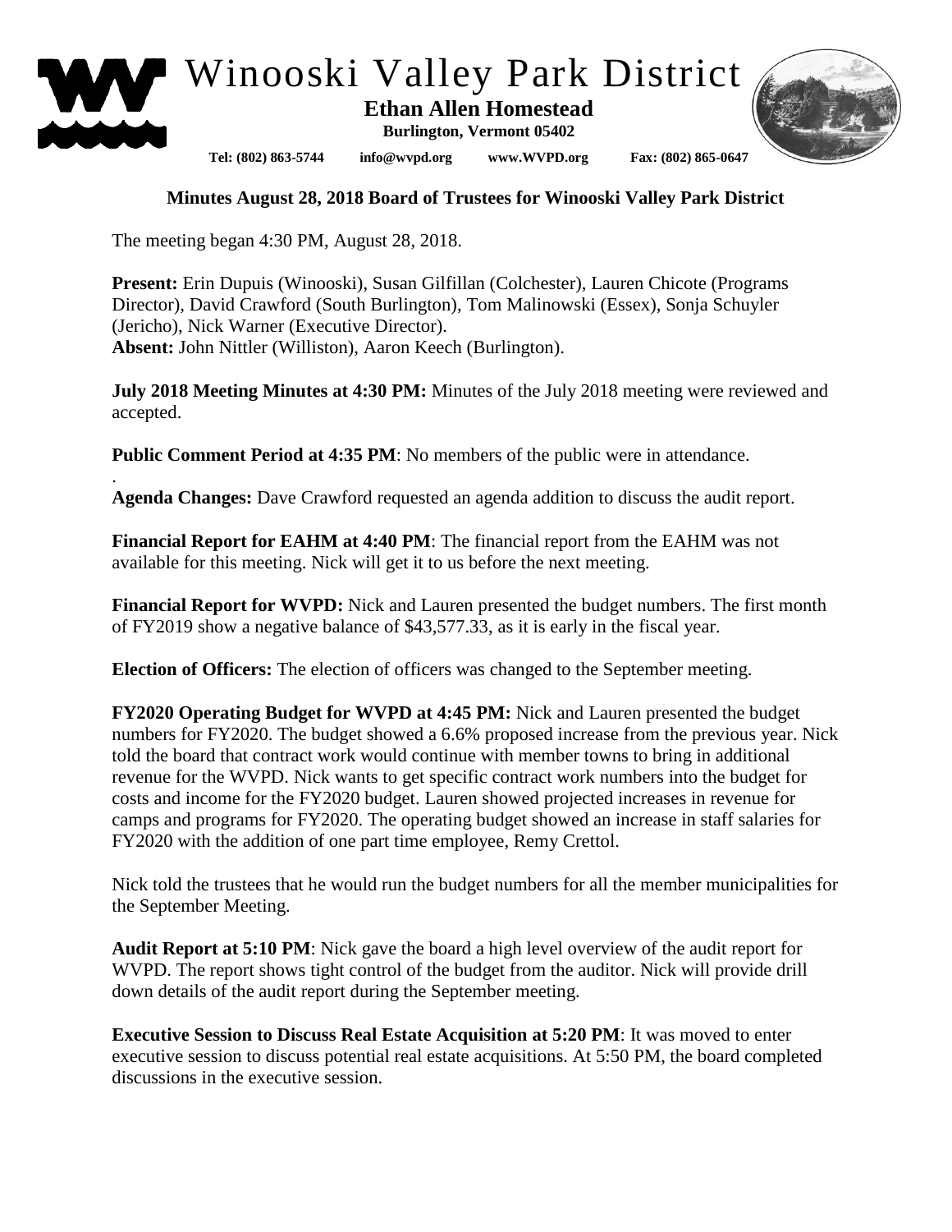# Winooski Valley Park District

**Ethan Allen Homestead**

**Burlington, Vermont 05402**

**Tel: (802) 863-5744 info@wvpd.org www.WVPD.org Fax: (802) 865-0647**

## Minutes August 28, 2018 Board of Trustees for Winooski Valley Park District

The meeting began 4:30 PM, August 28, 2018.

**Present:** Erin Dupuis (Winooski), Susan Gilfillan (Colchester), Lauren Chicote (Programs Director), David Crawford (South Burlington), Tom Malinowski (Essex), Sonja Schuyler (Jericho), Nick Warner (Executive Director).
**Absent:** John Nittler (Williston), Aaron Keech (Burlington).

**July 2018 Meeting Minutes at 4:30 PM:** Minutes of the July 2018 meeting were reviewed and accepted.

**Public Comment Period at 4:35 PM**: No members of the public were in attendance.
.
**Agenda Changes:** Dave Crawford requested an agenda addition to discuss the audit report.

**Financial Report for EAHM at 4:40 PM**: The financial report from the EAHM was not available for this meeting. Nick will get it to us before the next meeting.

**Financial Report for WVPD:** Nick and Lauren presented the budget numbers. The first month of FY2019 show a negative balance of $43,577.33, as it is early in the fiscal year.

**Election of Officers:** The election of officers was changed to the September meeting.

**FY2020 Operating Budget for WVPD at 4:45 PM:** Nick and Lauren presented the budget numbers for FY2020. The budget showed a 6.6% proposed increase from the previous year. Nick told the board that contract work would continue with member towns to bring in additional revenue for the WVPD. Nick wants to get specific contract work numbers into the budget for costs and income for the FY2020 budget. Lauren showed projected increases in revenue for camps and programs for FY2020. The operating budget showed an increase in staff salaries for FY2020 with the addition of one part time employee, Remy Crettol.

Nick told the trustees that he would run the budget numbers for all the member municipalities for the September Meeting.

**Audit Report at 5:10 PM**: Nick gave the board a high level overview of the audit report for WVPD. The report shows tight control of the budget from the auditor. Nick will provide drill down details of the audit report during the September meeting.

**Executive Session to Discuss Real Estate Acquisition at 5:20 PM**: It was moved to enter executive session to discuss potential real estate acquisitions. At 5:50 PM, the board completed discussions in the executive session.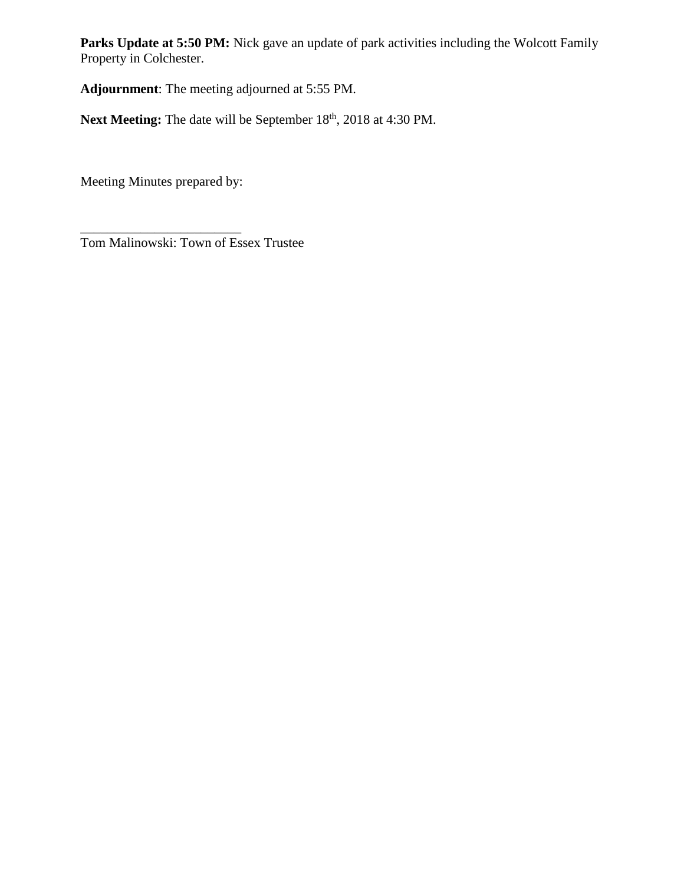**Parks Update at 5:50 PM:** Nick gave an update of park activities including the Wolcott Family Property in Colchester.

**Adjournment**: The meeting adjourned at 5:55 PM.

**Next Meeting:** The date will be September 18th, 2018 at 4:30 PM.

Meeting Minutes prepared by:

________________________

Tom Malinowski: Town of Essex Trustee